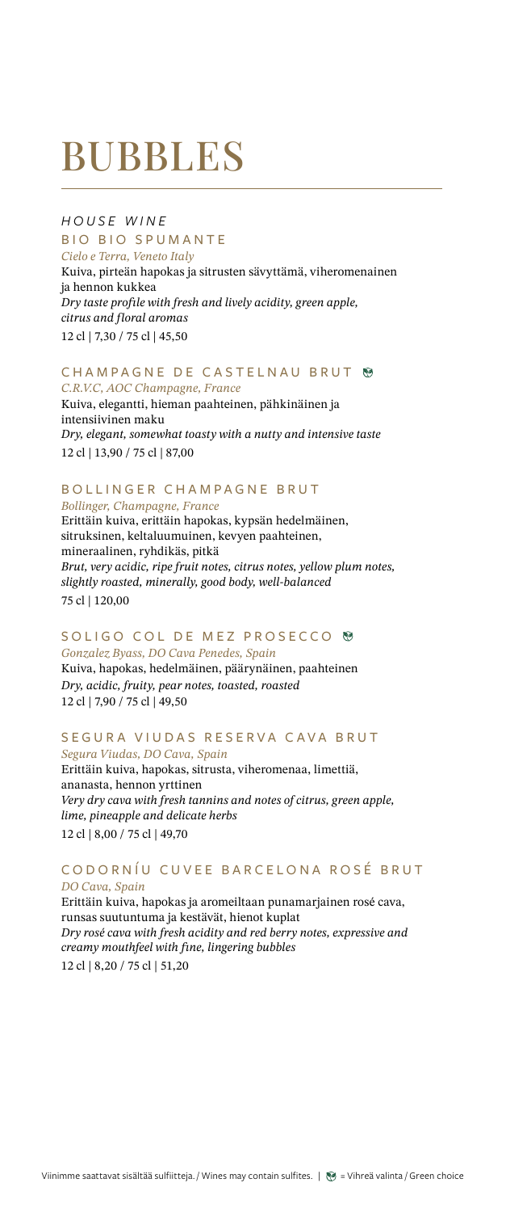# BUBBLES

*HOUSE WINE*

### BIO BIO SPUMANTE

*Cielo e Terra, Veneto Italy*

Kuiva, pirteän hapokas ja sitrusten sävyttämä, viheromenainen ja hennon kukkea

*Dry taste profile with fresh and lively acidity, green apple, citrus and floral aromas*

12 cl | 7,30 / 75 cl | 45,50

### CHAMPAGNE DE CASTELNAU BRUT 🌱

*C.R.V.C, AOC Champagne, France*

Kuiva, elegantti, hieman paahteinen, pähkinäinen ja intensiivinen maku

*Dry, elegant, somewhat toasty with a nutty and intensive taste*

12 cl | 13,90 / 75 cl | 87,00

### BOLLINGER CHAMPAGNE BRUT

*Bollinger, Champagne, France*

Erittäin kuiva, erittäin hapokas, kypsän hedelmäinen, sitruksinen, keltaluumuinen, kevyen paahteinen, mineraalinen, ryhdikäs, pitkä

*Brut, very acidic, ripe fruit notes, citrus notes, yellow plum notes, slightly roasted, minerally, good body, well-balanced*

75 cl | 120,00

### SOLIGO COL DE MEZ PROSECCO 🌱

*Gonzalez Byass, DO Cava Penedes, Spain*

Kuiva, hapokas, hedelmäinen, päärynäinen, paahteinen

*Dry, acidic, fruity, pear notes, toasted, roasted*

12 cl | 7,90 / 75 cl | 49,50

### SEGURA VIUDAS RESERVA CAVA BRUT

*Segura Viudas, DO Cava, Spain*

Erittäin kuiva, hapokas, sitrusta, viheromenaa, limettiä, ananasta, hennon yrttinen

*Very dry cava with fresh tannins and notes of citrus, green apple, lime, pineapple and delicate herbs*

12 cl | 8,00 / 75 cl | 49,70

### CODORNÍU CUVEE BARCELONA ROSÉ BRUT

*DO Cava, Spain*

Erittäin kuiva, hapokas ja aromeiltaan punamarjainen rosé cava, runsas suutuntuma ja kestävät, hienot kuplat

*Dry rosé cava with fresh acidity and red berry notes, expressive and creamy mouthfeel with fine, lingering bubbles*

12 cl | 8,20 / 75 cl | 51,20

Viinimme saattavat sisältää sulfiitteja. / Wines may contain sulfites. | 🌱 = Vihreä valinta / Green choice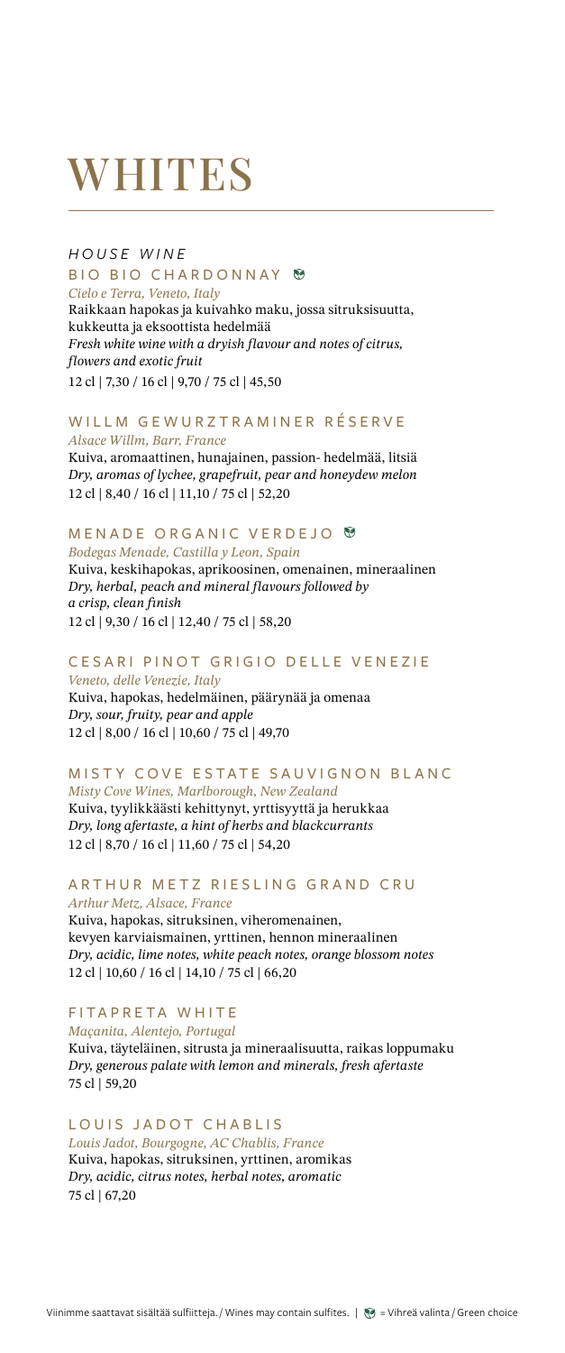# WHITES

*HOUSE WINE*

### BIO BIO CHARDONNAY 🌿

*Cielo e Terra, Veneto, Italy*

Raikkaan hapokas ja kuivahko maku, jossa sitruksisuutta, kukkeutta ja eksoottista hedelmää

*Fresh white wine with a dryish flavour and notes of citrus, flowers and exotic fruit*

12 cl | 7,30 / 16 cl | 9,70 / 75 cl | 45,50

### WILLM GEWURZTRAMINER RÉSERVE

*Alsace Willm, Barr, France*

Kuiva, aromaattinen, hunajainen, passion- hedelmää, litsiä

*Dry, aromas of lychee, grapefruit, pear and honeydew melon*

12 cl | 8,40 / 16 cl | 11,10 / 75 cl | 52,20

### MENADE ORGANIC VERDEJO 🌿

*Bodegas Menade, Castilla y Leon, Spain*

Kuiva, keskihapokas, aprikoosinen, omenainen, mineraalinen

*Dry, herbal, peach and mineral flavours followed by a crisp, clean finish*

12 cl | 9,30 / 16 cl | 12,40 / 75 cl | 58,20

### CESARI PINOT GRIGIO DELLE VENEZIE

*Veneto, delle Venezie, Italy*

Kuiva, hapokas, hedelmäinen, päärynää ja omenaa

*Dry, sour, fruity, pear and apple*

12 cl | 8,00 / 16 cl | 10,60 / 75 cl | 49,70

### MISTY COVE ESTATE SAUVIGNON BLANC

*Misty Cove Wines, Marlborough, New Zealand*

Kuiva, tyylikkäästi kehittynyt, yrttisyyttä ja herukkaa

*Dry, long afertaste, a hint of herbs and blackcurrants*

12 cl | 8,70 / 16 cl | 11,60 / 75 cl | 54,20

### ARTHUR METZ RIESLING GRAND CRU

*Arthur Metz, Alsace, France*

Kuiva, hapokas, sitruksinen, viheromenainen, kevyen karviaismainen, yrttinen, hennon mineraalinen

*Dry, acidic, lime notes, white peach notes, orange blossom notes*

12 cl | 10,60 / 16 cl | 14,10 / 75 cl | 66,20

### FITAPRETA WHITE

*Maçanita, Alentejo, Portugal*

Kuiva, täyteläinen, sitrusta ja mineraalisuutta, raikas loppumaku

*Dry, generous palate with lemon and minerals, fresh aftertaste*

75 cl | 59,20

### LOUIS JADOT CHABLIS

*Louis Jadot, Bourgogne, AC Chablis, France*

Kuiva, hapokas, sitruksinen, yrttinen, aromikas

*Dry, acidic, citrus notes, herbal notes, aromatic*

75 cl | 67,20

Viinimme saattavat sisältää sulfiitteja. / Wines may contain sulfites. | 🌿 = Vihreä valinta / Green choice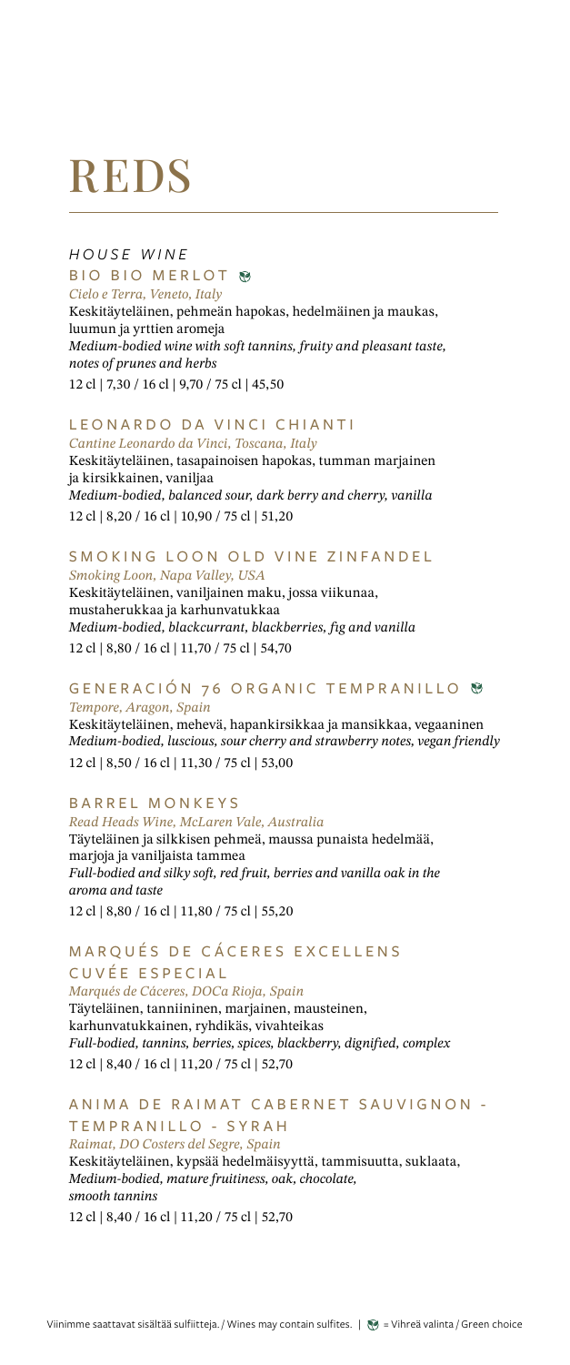# REDS

*HOUSE WINE*

## BIO BIO MERLOT 🌿

*Cielo e Terra, Veneto, Italy*

Keskitäyteläinen, pehmeän hapokas, hedelmäinen ja maukas, luumun ja yrttien aromeja

*Medium-bodied wine with soft tannins, fruity and pleasant taste, notes of prunes and herbs*

12 cl | 7,30 / 16 cl | 9,70 / 75 cl | 45,50

## LEONARDO DA VINCI CHIANTI

*Cantine Leonardo da Vinci, Toscana, Italy*

Keskitäyteläinen, tasapainoisen hapokas, tumman marjainen ja kirsikkainen, vaniljaa

*Medium-bodied, balanced sour, dark berry and cherry, vanilla*

12 cl | 8,20 / 16 cl | 10,90 / 75 cl | 51,20

## SMOKING LOON OLD VINE ZINFANDEL

*Smoking Loon, Napa Valley, USA*

Keskitäyteläinen, vaniljainen maku, jossa viikunaa, mustaherukkaa ja karhunvatukkaa

*Medium-bodied, blackcurrant, blackberries, fig and vanilla*

12 cl | 8,80 / 16 cl | 11,70 / 75 cl | 54,70

## GENERACIÓN 76 ORGANIC TEMPRANILLO 🌿

*Tempore, Aragon, Spain*

Keskitäyteläinen, mehevä, hapankirsikkaa ja mansikkaa, vegaaninen

*Medium-bodied, luscious, sour cherry and strawberry notes, vegan friendly*

12 cl | 8,50 / 16 cl | 11,30 / 75 cl | 53,00

## BARREL MONKEYS

*Read Heads Wine, McLaren Vale, Australia*

Täyteläinen ja silkkisen pehmeä, maussa punaista hedelmää, marjoja ja vaniljaista tammea

*Full-bodied and silky soft, red fruit, berries and vanilla oak in the aroma and taste*

12 cl | 8,80 / 16 cl | 11,80 / 75 cl | 55,20

## MARQUÉS DE CÁCERES EXCELLENS CUVÉE ESPECIAL

*Marqués de Cáceres, DOCa Rioja, Spain*

Täyteläinen, tanniininen, marjainen, mausteinen, karhunvatukkainen, ryhdikäs, vivahteikas

*Full-bodied, tannins, berries, spices, blackberry, dignified, complex*

12 cl | 8,40 / 16 cl | 11,20 / 75 cl | 52,70

## ANIMA DE RAIMAT CABERNET SAUVIGNON - TEMPRANILLO - SYRAH

*Raimat, DO Costers del Segre, Spain*

Keskitäyteläinen, kypsää hedelmäisyyttä, tammisuutta, suklaata,

*Medium-bodied, mature fruitiness, oak, chocolate, smooth tannins*

12 cl | 8,40 / 16 cl | 11,20 / 75 cl | 52,70

Viinimme saattavat sisältää sulfiitteja. / Wines may contain sulfites. | 🌿 = Vihreä valinta / Green choice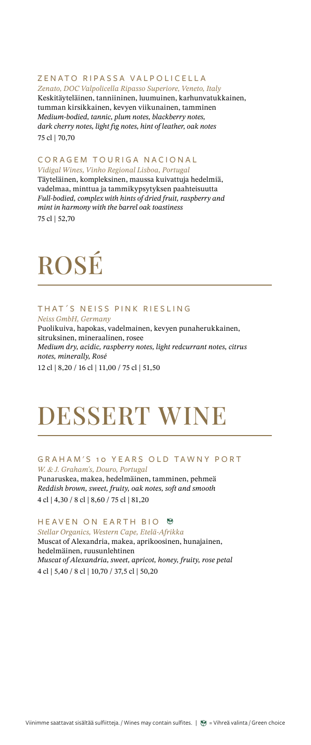### ZENATO RIPASSA VALPOLICELLA

*Zenato, DOC Valpolicella Ripasso Superiore, Veneto, Italy*

Keskitäyteläinen, tanniininen, luumuinen, karhunvatukkainen, tumman kirsikkainen, kevyen viikunainen, tamminen
*Medium-bodied, tannic, plum notes, blackberry notes, dark cherry notes, light fig notes, hint of leather, oak notes*

75 cl | 70,70

### CORAGEM TOURIGA NACIONAL

*Vidigal Wines, Vinho Regional Lisboa, Portugal*

Täyteläinen, kompleksinen, maussa kuivattuja hedelmiä, vadelmaa, minttua ja tammikypsytyksen paahteisuutta
*Full-bodied, complex with hints of dried fruit, raspberry and mint in harmony with the barrel oak toastiness*

75 cl | 52,70

# ROSÉ

### THAT´S NEISS PINK RIESLING

*Neiss GmbH, Germany*

Puolikuiva, hapokas, vadelmainen, kevyen punaherukkainen, sitruksinen, mineraalinen, rosee
*Medium dry, acidic, raspberry notes, light redcurrant notes, citrus notes, minerally, Rosé*

12 cl | 8,20 / 16 cl | 11,00 / 75 cl | 51,50

# DESSERT WINE

### GRAHAM´S 10 YEARS OLD TAWNY PORT

*W. & J. Graham's, Douro, Portugal*

Punaruskea, makea, hedelmäinen, tamminen, pehmeä
*Reddish brown, sweet, fruity, oak notes, soft and smooth*

4 cl | 4,30 / 8 cl | 8,60 / 75 cl | 81,20

### HEAVEN ON EARTH BIO

*Stellar Organics, Western Cape, Etelä-Afrikka*

Muscat of Alexandria, makea, aprikoosinen, hunajainen, hedelmäinen, ruusunlehtinen
*Muscat of Alexandria, sweet, apricot, honey, fruity, rose petal*

4 cl | 5,40 / 8 cl | 10,70 / 37,5 cl | 50,20

Viinimme saattavat sisältää sulfiitteja. / Wines may contain sulfites. | = Vihreä valinta / Green choice